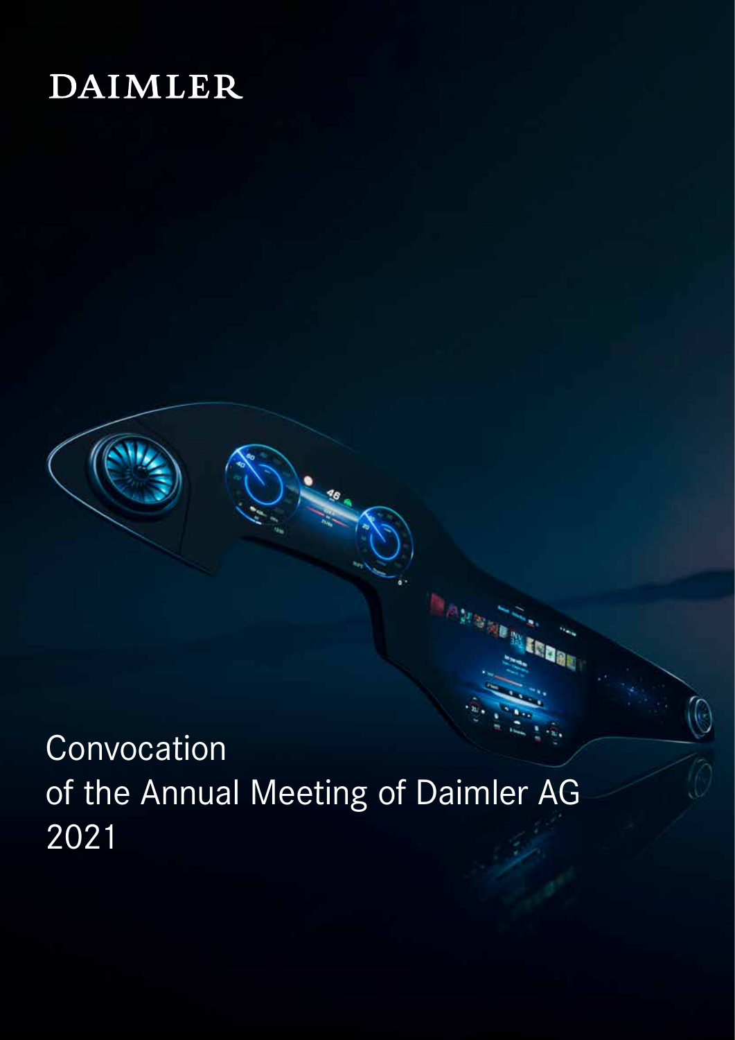# DAIMLER

Convocation
of the Annual Meeting of Daimler AG
2021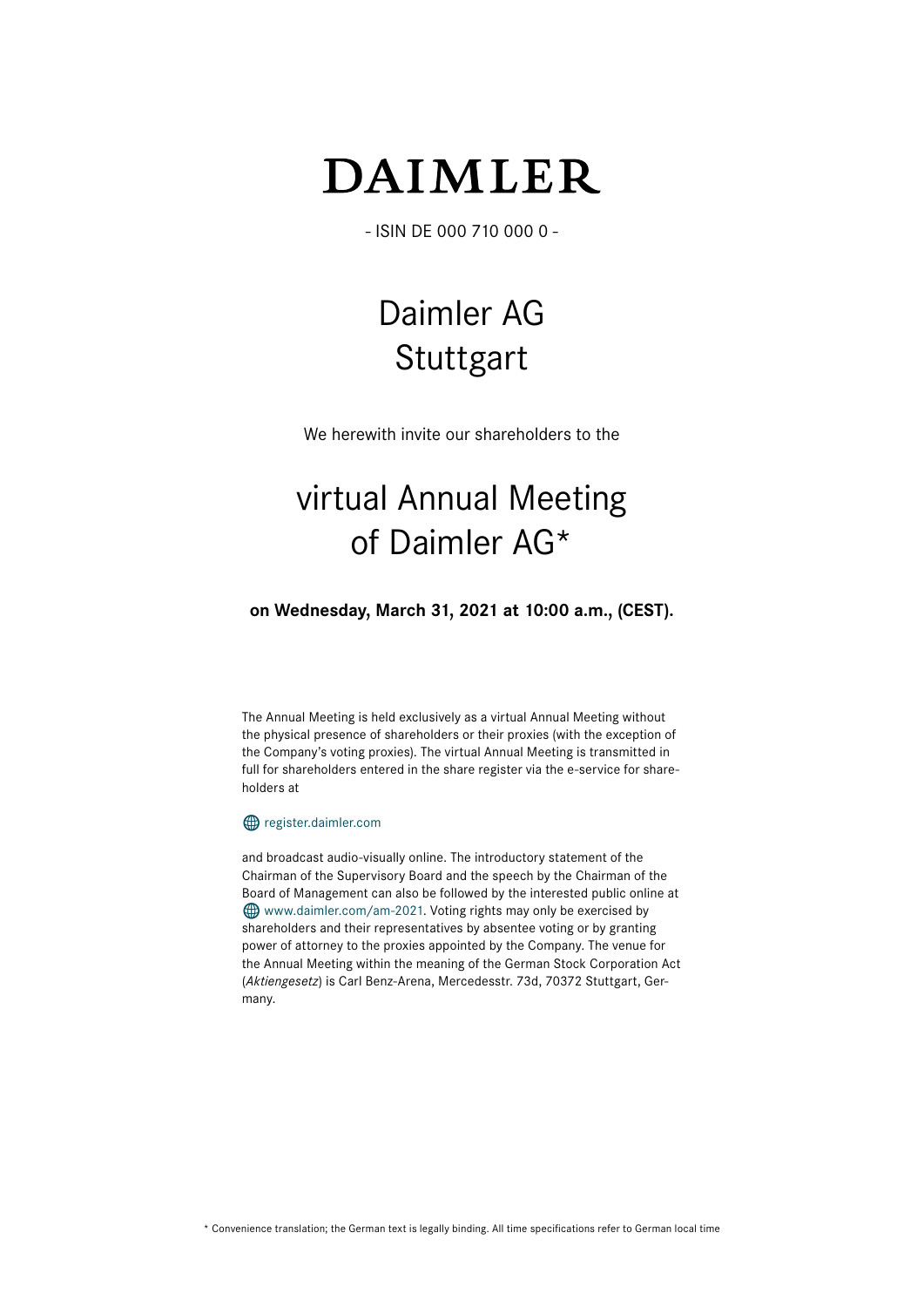# DAIMLER

- ISIN DE 000 710 000 0 -

# Daimler AG
# Stuttgart

We herewith invite our shareholders to the

# virtual Annual Meeting of Daimler AG*

**on Wednesday, March 31, 2021 at 10:00 a.m., (CEST).**

The Annual Meeting is held exclusively as a virtual Annual Meeting without the physical presence of shareholders or their proxies (with the exception of the Company's voting proxies). The virtual Annual Meeting is transmitted in full for shareholders entered in the share register via the e-service for shareholders at

register.daimler.com

and broadcast audio-visually online. The introductory statement of the Chairman of the Supervisory Board and the speech by the Chairman of the Board of Management can also be followed by the interested public online at www.daimler.com/am-2021. Voting rights may only be exercised by shareholders and their representatives by absentee voting or by granting power of attorney to the proxies appointed by the Company. The venue for the Annual Meeting within the meaning of the German Stock Corporation Act (*Aktiengesetz*) is Carl Benz-Arena, Mercedesstr. 73d, 70372 Stuttgart, Germany.

* Convenience translation; the German text is legally binding. All time specifications refer to German local time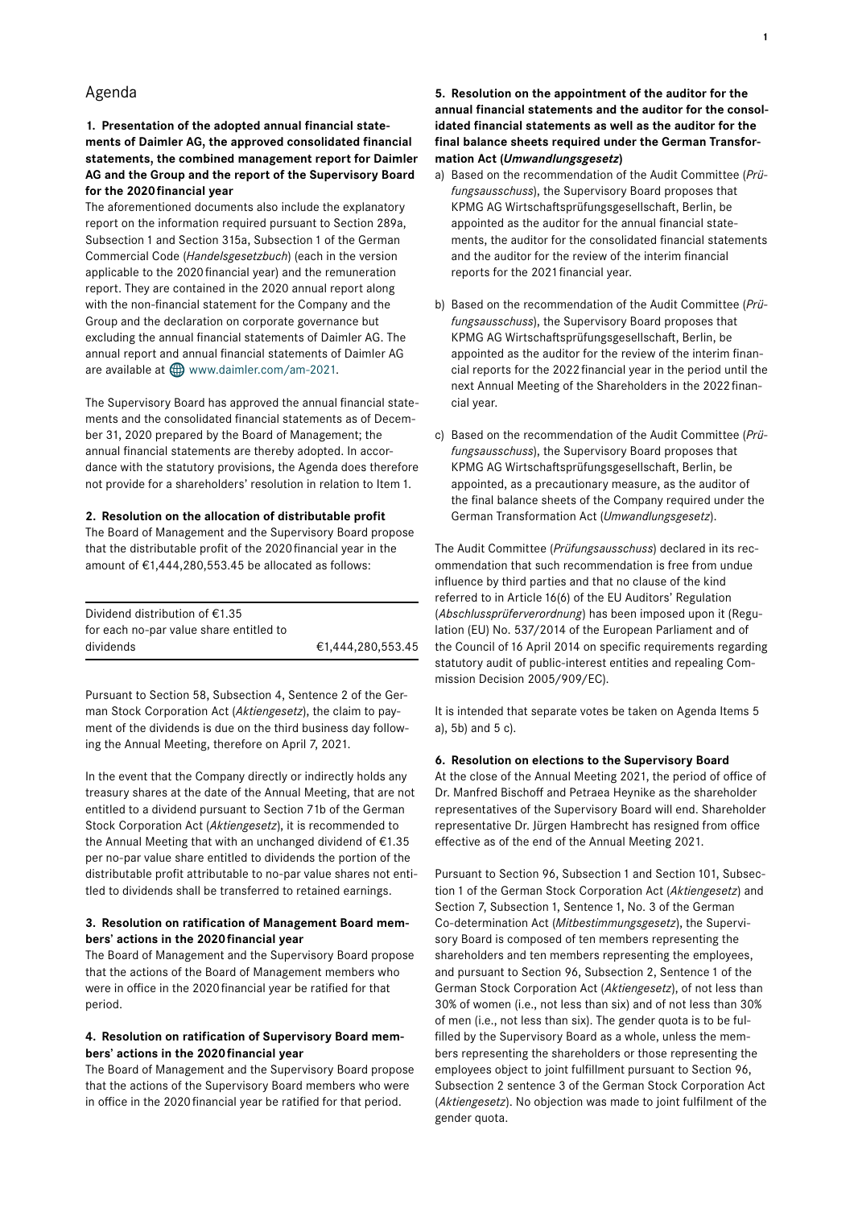## Agenda

### 1. Presentation of the adopted annual financial statements of Daimler AG, the approved consolidated financial statements, the combined management report for Daimler AG and the Group and the report of the Supervisory Board for the 2020 financial year

The aforementioned documents also include the explanatory report on the information required pursuant to Section 289a, Subsection 1 and Section 315a, Subsection 1 of the German Commercial Code (*Handelsgesetzbuch*) (each in the version applicable to the 2020 financial year) and the remuneration report. They are contained in the 2020 annual report along with the non-financial statement for the Company and the Group and the declaration on corporate governance but excluding the annual financial statements of Daimler AG. The annual report and annual financial statements of Daimler AG are available at www.daimler.com/am-2021.

The Supervisory Board has approved the annual financial statements and the consolidated financial statements as of December 31, 2020 prepared by the Board of Management; the annual financial statements are thereby adopted. In accordance with the statutory provisions, the Agenda does therefore not provide for a shareholders' resolution in relation to Item 1.

### 2. Resolution on the allocation of distributable profit

The Board of Management and the Supervisory Board propose that the distributable profit of the 2020 financial year in the amount of €1,444,280,553.45 be allocated as follows:

| | |
|---|---|
| Dividend distribution of €1.35 for each no-par value share entitled to dividends | €1,444,280,553.45 |

Pursuant to Section 58, Subsection 4, Sentence 2 of the German Stock Corporation Act (*Aktiengesetz*), the claim to payment of the dividends is due on the third business day following the Annual Meeting, therefore on April 7, 2021.

In the event that the Company directly or indirectly holds any treasury shares at the date of the Annual Meeting, that are not entitled to a dividend pursuant to Section 71b of the German Stock Corporation Act (*Aktiengesetz*), it is recommended to the Annual Meeting that with an unchanged dividend of €1.35 per no-par value share entitled to dividends the portion of the distributable profit attributable to no-par value shares not entitled to dividends shall be transferred to retained earnings.

### 3. Resolution on ratification of Management Board members' actions in the 2020 financial year

The Board of Management and the Supervisory Board propose that the actions of the Board of Management members who were in office in the 2020 financial year be ratified for that period.

### 4. Resolution on ratification of Supervisory Board members' actions in the 2020 financial year

The Board of Management and the Supervisory Board propose that the actions of the Supervisory Board members who were in office in the 2020 financial year be ratified for that period.

### 5. Resolution on the appointment of the auditor for the annual financial statements and the auditor for the consolidated financial statements as well as the auditor for the final balance sheets required under the German Transformation Act (*Umwandlungsgesetz*)

a) Based on the recommendation of the Audit Committee (*Prüfungsausschuss*), the Supervisory Board proposes that KPMG AG Wirtschaftsprüfungsgesellschaft, Berlin, be appointed as the auditor for the annual financial statements, the auditor for the consolidated financial statements and the auditor for the review of the interim financial reports for the 2021 financial year.

b) Based on the recommendation of the Audit Committee (*Prüfungsausschuss*), the Supervisory Board proposes that KPMG AG Wirtschaftsprüfungsgesellschaft, Berlin, be appointed as the auditor for the review of the interim financial reports for the 2022 financial year in the period until the next Annual Meeting of the Shareholders in the 2022 financial year.

c) Based on the recommendation of the Audit Committee (*Prüfungsausschuss*), the Supervisory Board proposes that KPMG AG Wirtschaftsprüfungsgesellschaft, Berlin, be appointed, as a precautionary measure, as the auditor of the final balance sheets of the Company required under the German Transformation Act (*Umwandlungsgesetz*).

The Audit Committee (*Prüfungsausschuss*) declared in its recommendation that such recommendation is free from undue influence by third parties and that no clause of the kind referred to in Article 16(6) of the EU Auditors' Regulation (*Abschlussprüferverordnung*) has been imposed upon it (Regulation (EU) No. 537/2014 of the European Parliament and of the Council of 16 April 2014 on specific requirements regarding statutory audit of public-interest entities and repealing Commission Decision 2005/909/EC).

It is intended that separate votes be taken on Agenda Items 5 a), 5b) and 5 c).

### 6. Resolution on elections to the Supervisory Board

At the close of the Annual Meeting 2021, the period of office of Dr. Manfred Bischoff and Petraea Heynike as the shareholder representatives of the Supervisory Board will end. Shareholder representative Dr. Jürgen Hambrecht has resigned from office effective as of the end of the Annual Meeting 2021.

Pursuant to Section 96, Subsection 1 and Section 101, Subsection 1 of the German Stock Corporation Act (*Aktiengesetz*) and Section 7, Subsection 1, Sentence 1, No. 3 of the German Co-determination Act (*Mitbestimmungsgesetz*), the Supervisory Board is composed of ten members representing the shareholders and ten members representing the employees, and pursuant to Section 96, Subsection 2, Sentence 1 of the German Stock Corporation Act (*Aktiengesetz*), of not less than 30% of women (i.e., not less than six) and of not less than 30% of men (i.e., not less than six). The gender quota is to be fulfilled by the Supervisory Board as a whole, unless the members representing the shareholders or those representing the employees object to joint fulfillment pursuant to Section 96, Subsection 2 sentence 3 of the German Stock Corporation Act (*Aktiengesetz*). No objection was made to joint fulfilment of the gender quota.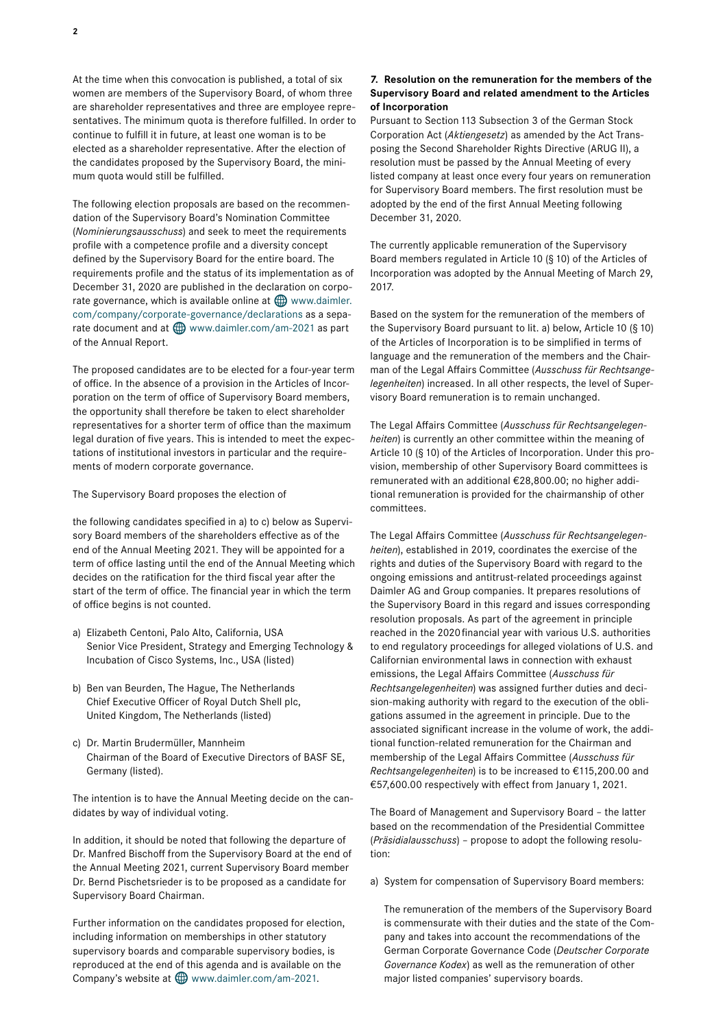At the time when this convocation is published, a total of six women are members of the Supervisory Board, of whom three are shareholder representatives and three are employee representatives. The minimum quota is therefore fulfilled. In order to continue to fulfill it in future, at least one woman is to be elected as a shareholder representative. After the election of the candidates proposed by the Supervisory Board, the minimum quota would still be fulfilled.

The following election proposals are based on the recommendation of the Supervisory Board's Nomination Committee (*Nominierungsausschuss*) and seek to meet the requirements profile with a competence profile and a diversity concept defined by the Supervisory Board for the entire board. The requirements profile and the status of its implementation as of December 31, 2020 are published in the declaration on corporate governance, which is available online at www.daimler.com/company/corporate-governance/declarations as a separate document and at www.daimler.com/am-2021 as part of the Annual Report.

The proposed candidates are to be elected for a four-year term of office. In the absence of a provision in the Articles of Incorporation on the term of office of Supervisory Board members, the opportunity shall therefore be taken to elect shareholder representatives for a shorter term of office than the maximum legal duration of five years. This is intended to meet the expectations of institutional investors in particular and the requirements of modern corporate governance.

The Supervisory Board proposes the election of

the following candidates specified in a) to c) below as Supervisory Board members of the shareholders effective as of the end of the Annual Meeting 2021. They will be appointed for a term of office lasting until the end of the Annual Meeting which decides on the ratification for the third fiscal year after the start of the term of office. The financial year in which the term of office begins is not counted.

a) Elizabeth Centoni, Palo Alto, California, USA
   Senior Vice President, Strategy and Emerging Technology & Incubation of Cisco Systems, Inc., USA (listed)

b) Ben van Beurden, The Hague, The Netherlands
   Chief Executive Officer of Royal Dutch Shell plc, United Kingdom, The Netherlands (listed)

c) Dr. Martin Brudermüller, Mannheim
   Chairman of the Board of Executive Directors of BASF SE, Germany (listed).

The intention is to have the Annual Meeting decide on the candidates by way of individual voting.

In addition, it should be noted that following the departure of Dr. Manfred Bischoff from the Supervisory Board at the end of the Annual Meeting 2021, current Supervisory Board member Dr. Bernd Pischetsrieder is to be proposed as a candidate for Supervisory Board Chairman.

Further information on the candidates proposed for election, including information on memberships in other statutory supervisory boards and comparable supervisory bodies, is reproduced at the end of this agenda and is available on the Company's website at www.daimler.com/am-2021.

### 7. Resolution on the remuneration for the members of the Supervisory Board and related amendment to the Articles of Incorporation

Pursuant to Section 113 Subsection 3 of the German Stock Corporation Act (*Aktiengesetz*) as amended by the Act Transposing the Second Shareholder Rights Directive (ARUG II), a resolution must be passed by the Annual Meeting of every listed company at least once every four years on remuneration for Supervisory Board members. The first resolution must be adopted by the end of the first Annual Meeting following December 31, 2020.

The currently applicable remuneration of the Supervisory Board members regulated in Article 10 (§ 10) of the Articles of Incorporation was adopted by the Annual Meeting of March 29, 2017.

Based on the system for the remuneration of the members of the Supervisory Board pursuant to lit. a) below, Article 10 (§ 10) of the Articles of Incorporation is to be simplified in terms of language and the remuneration of the members and the Chairman of the Legal Affairs Committee (*Ausschuss für Rechtsangelegenheiten*) increased. In all other respects, the level of Supervisory Board remuneration is to remain unchanged.

The Legal Affairs Committee (*Ausschuss für Rechtsangelegenheiten*) is currently an other committee within the meaning of Article 10 (§ 10) of the Articles of Incorporation. Under this provision, membership of other Supervisory Board committees is remunerated with an additional €28,800.00; no higher additional remuneration is provided for the chairmanship of other committees.

The Legal Affairs Committee (*Ausschuss für Rechtsangelegenheiten*), established in 2019, coordinates the exercise of the rights and duties of the Supervisory Board with regard to the ongoing emissions and antitrust-related proceedings against Daimler AG and Group companies. It prepares resolutions of the Supervisory Board in this regard and issues corresponding resolution proposals. As part of the agreement in principle reached in the 2020 financial year with various U.S. authorities to end regulatory proceedings for alleged violations of U.S. and Californian environmental laws in connection with exhaust emissions, the Legal Affairs Committee (*Ausschuss für Rechtsangelegenheiten*) was assigned further duties and decision-making authority with regard to the execution of the obligations assumed in the agreement in principle. Due to the associated significant increase in the volume of work, the additional function-related remuneration for the Chairman and membership of the Legal Affairs Committee (*Ausschuss für Rechtsangelegenheiten*) is to be increased to €115,200.00 and €57,600.00 respectively with effect from January 1, 2021.

The Board of Management and Supervisory Board – the latter based on the recommendation of the Presidential Committee (*Präsidialausschuss*) – propose to adopt the following resolution:

a) System for compensation of Supervisory Board members:

   The remuneration of the members of the Supervisory Board is commensurate with their duties and the state of the Company and takes into account the recommendations of the German Corporate Governance Code (*Deutscher Corporate Governance Kodex*) as well as the remuneration of other major listed companies' supervisory boards.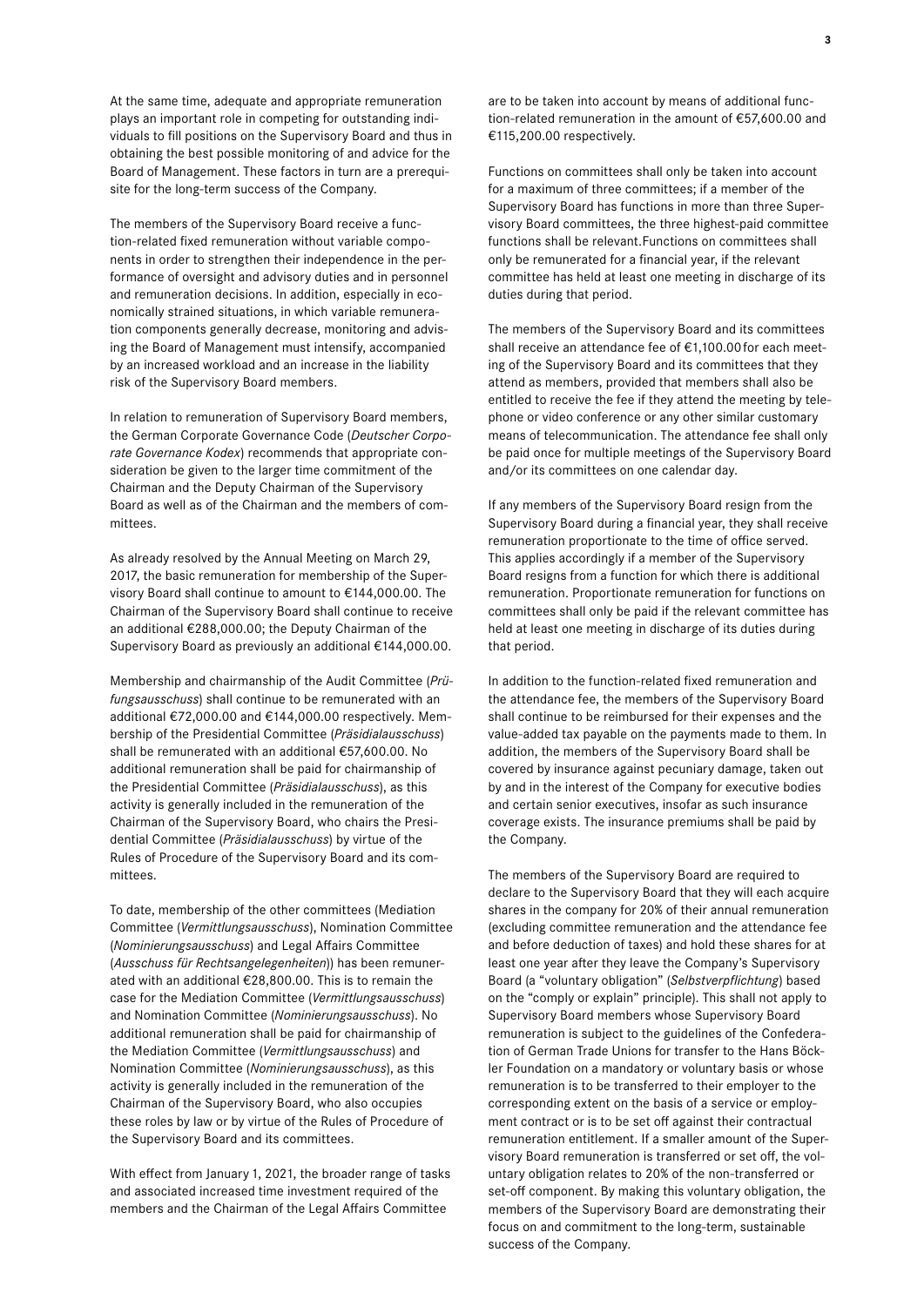At the same time, adequate and appropriate remuneration plays an important role in competing for outstanding individuals to fill positions on the Supervisory Board and thus in obtaining the best possible monitoring of and advice for the Board of Management. These factors in turn are a prerequisite for the long-term success of the Company.

The members of the Supervisory Board receive a function-related fixed remuneration without variable components in order to strengthen their independence in the performance of oversight and advisory duties and in personnel and remuneration decisions. In addition, especially in economically strained situations, in which variable remuneration components generally decrease, monitoring and advising the Board of Management must intensify, accompanied by an increased workload and an increase in the liability risk of the Supervisory Board members.

In relation to remuneration of Supervisory Board members, the German Corporate Governance Code (*Deutscher Corporate Governance Kodex*) recommends that appropriate consideration be given to the larger time commitment of the Chairman and the Deputy Chairman of the Supervisory Board as well as of the Chairman and the members of committees.

As already resolved by the Annual Meeting on March 29, 2017, the basic remuneration for membership of the Supervisory Board shall continue to amount to €144,000.00. The Chairman of the Supervisory Board shall continue to receive an additional €288,000.00; the Deputy Chairman of the Supervisory Board as previously an additional €144,000.00.

Membership and chairmanship of the Audit Committee (*Prüfungsausschuss*) shall continue to be remunerated with an additional €72,000.00 and €144,000.00 respectively. Membership of the Presidential Committee (*Präsidialausschuss*) shall be remunerated with an additional €57,600.00. No additional remuneration shall be paid for chairmanship of the Presidential Committee (*Präsidialausschuss*), as this activity is generally included in the remuneration of the Chairman of the Supervisory Board, who chairs the Presidential Committee (*Präsidialausschuss*) by virtue of the Rules of Procedure of the Supervisory Board and its committees.

To date, membership of the other committees (Mediation Committee (*Vermittlungsausschuss*), Nomination Committee (*Nominierungsausschuss*) and Legal Affairs Committee (*Ausschuss für Rechtsangelegenheiten*)) has been remunerated with an additional €28,800.00. This is to remain the case for the Mediation Committee (*Vermittlungsausschuss*) and Nomination Committee (*Nominierungsausschuss*). No additional remuneration shall be paid for chairmanship of the Mediation Committee (*Vermittlungsausschuss*) and Nomination Committee (*Nominierungsausschuss*), as this activity is generally included in the remuneration of the Chairman of the Supervisory Board, who also occupies these roles by law or by virtue of the Rules of Procedure of the Supervisory Board and its committees.

With effect from January 1, 2021, the broader range of tasks and associated increased time investment required of the members and the Chairman of the Legal Affairs Committee are to be taken into account by means of additional function-related remuneration in the amount of €57,600.00 and €115,200.00 respectively.

Functions on committees shall only be taken into account for a maximum of three committees; if a member of the Supervisory Board has functions in more than three Supervisory Board committees, the three highest-paid committee functions shall be relevant.Functions on committees shall only be remunerated for a financial year, if the relevant committee has held at least one meeting in discharge of its duties during that period.

The members of the Supervisory Board and its committees shall receive an attendance fee of €1,100.00 for each meeting of the Supervisory Board and its committees that they attend as members, provided that members shall also be entitled to receive the fee if they attend the meeting by telephone or video conference or any other similar customary means of telecommunication. The attendance fee shall only be paid once for multiple meetings of the Supervisory Board and/or its committees on one calendar day.

If any members of the Supervisory Board resign from the Supervisory Board during a financial year, they shall receive remuneration proportionate to the time of office served. This applies accordingly if a member of the Supervisory Board resigns from a function for which there is additional remuneration. Proportionate remuneration for functions on committees shall only be paid if the relevant committee has held at least one meeting in discharge of its duties during that period.

In addition to the function-related fixed remuneration and the attendance fee, the members of the Supervisory Board shall continue to be reimbursed for their expenses and the value-added tax payable on the payments made to them. In addition, the members of the Supervisory Board shall be covered by insurance against pecuniary damage, taken out by and in the interest of the Company for executive bodies and certain senior executives, insofar as such insurance coverage exists. The insurance premiums shall be paid by the Company.

The members of the Supervisory Board are required to declare to the Supervisory Board that they will each acquire shares in the company for 20% of their annual remuneration (excluding committee remuneration and the attendance fee and before deduction of taxes) and hold these shares for at least one year after they leave the Company's Supervisory Board (a "voluntary obligation" (*Selbstverpflichtung*) based on the "comply or explain" principle). This shall not apply to Supervisory Board members whose Supervisory Board remuneration is subject to the guidelines of the Confederation of German Trade Unions for transfer to the Hans Böckler Foundation on a mandatory or voluntary basis or whose remuneration is to be transferred to their employer to the corresponding extent on the basis of a service or employment contract or is to be set off against their contractual remuneration entitlement. If a smaller amount of the Supervisory Board remuneration is transferred or set off, the voluntary obligation relates to 20% of the non-transferred or set-off component. By making this voluntary obligation, the members of the Supervisory Board are demonstrating their focus on and commitment to the long-term, sustainable success of the Company.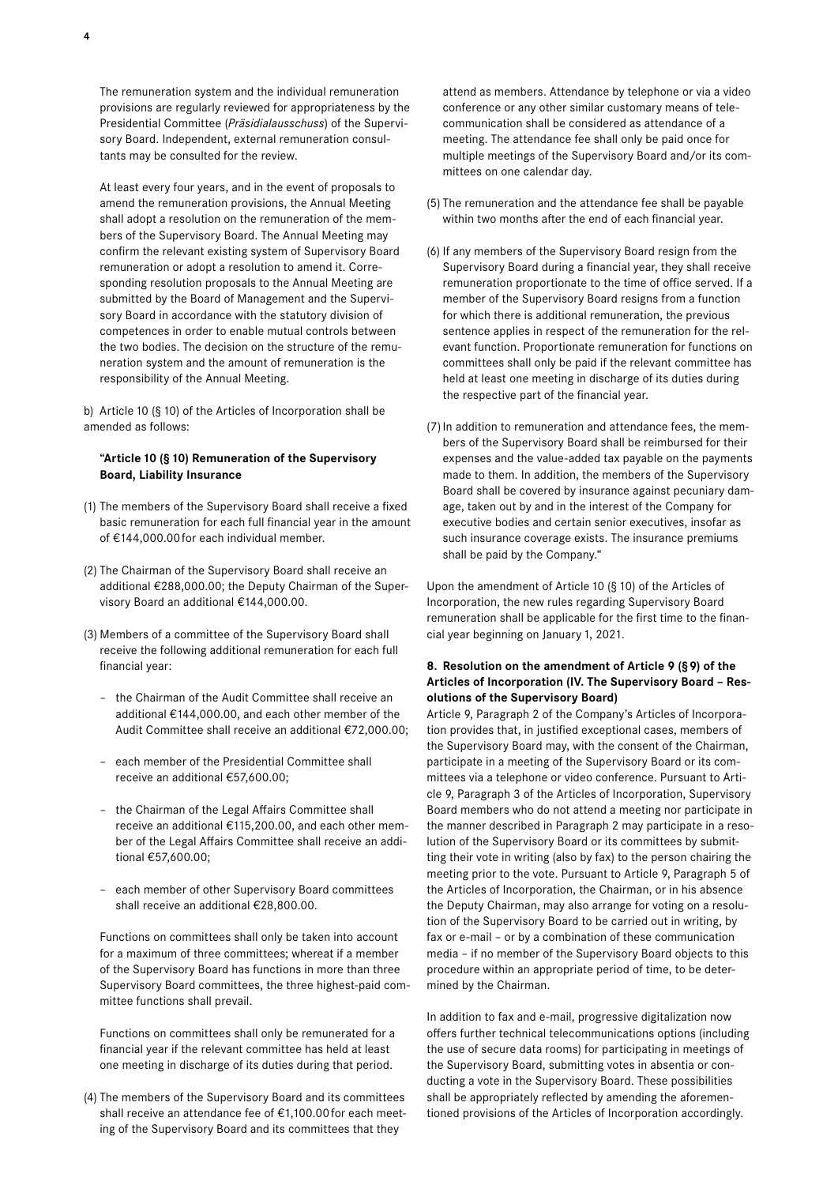The remuneration system and the individual remuneration provisions are regularly reviewed for appropriateness by the Presidential Committee (*Präsidialausschuss*) of the Supervisory Board. Independent, external remuneration consultants may be consulted for the review.

At least every four years, and in the event of proposals to amend the remuneration provisions, the Annual Meeting shall adopt a resolution on the remuneration of the members of the Supervisory Board. The Annual Meeting may confirm the relevant existing system of Supervisory Board remuneration or adopt a resolution to amend it. Corresponding resolution proposals to the Annual Meeting are submitted by the Board of Management and the Supervisory Board in accordance with the statutory division of competences in order to enable mutual controls between the two bodies. The decision on the structure of the remuneration system and the amount of remuneration is the responsibility of the Annual Meeting.

b) Article 10 (§ 10) of the Articles of Incorporation shall be amended as follows:

**"Article 10 (§ 10) Remuneration of the Supervisory Board, Liability Insurance**

(1) The members of the Supervisory Board shall receive a fixed basic remuneration for each full financial year in the amount of €144,000.00 for each individual member.

(2) The Chairman of the Supervisory Board shall receive an additional €288,000.00; the Deputy Chairman of the Supervisory Board an additional €144,000.00.

(3) Members of a committee of the Supervisory Board shall receive the following additional remuneration for each full financial year:

- the Chairman of the Audit Committee shall receive an additional €144,000.00, and each other member of the Audit Committee shall receive an additional €72,000.00;
- each member of the Presidential Committee shall receive an additional €57,600.00;
- the Chairman of the Legal Affairs Committee shall receive an additional €115,200.00, and each other member of the Legal Affairs Committee shall receive an additional €57,600.00;
- each member of other Supervisory Board committees shall receive an additional €28,800.00.

Functions on committees shall only be taken into account for a maximum of three committees; whereat if a member of the Supervisory Board has functions in more than three Supervisory Board committees, the three highest-paid committee functions shall prevail.

Functions on committees shall only be remunerated for a financial year if the relevant committee has held at least one meeting in discharge of its duties during that period.

(4) The members of the Supervisory Board and its committees shall receive an attendance fee of €1,100.00 for each meeting of the Supervisory Board and its committees that they attend as members. Attendance by telephone or via a video conference or any other similar customary means of telecommunication shall be considered as attendance of a meeting. The attendance fee shall only be paid once for multiple meetings of the Supervisory Board and/or its committees on one calendar day.

(5) The remuneration and the attendance fee shall be payable within two months after the end of each financial year.

(6) If any members of the Supervisory Board resign from the Supervisory Board during a financial year, they shall receive remuneration proportionate to the time of office served. If a member of the Supervisory Board resigns from a function for which there is additional remuneration, the previous sentence applies in respect of the remuneration for the relevant function. Proportionate remuneration for functions on committees shall only be paid if the relevant committee has held at least one meeting in discharge of its duties during the respective part of the financial year.

(7) In addition to remuneration and attendance fees, the members of the Supervisory Board shall be reimbursed for their expenses and the value-added tax payable on the payments made to them. In addition, the members of the Supervisory Board shall be covered by insurance against pecuniary damage, taken out by and in the interest of the Company for executive bodies and certain senior executives, insofar as such insurance coverage exists. The insurance premiums shall be paid by the Company."

Upon the amendment of Article 10 (§ 10) of the Articles of Incorporation, the new rules regarding Supervisory Board remuneration shall be applicable for the first time to the financial year beginning on January 1, 2021.

**8. Resolution on the amendment of Article 9 (§ 9) of the Articles of Incorporation (IV. The Supervisory Board – Resolutions of the Supervisory Board)**

Article 9, Paragraph 2 of the Company's Articles of Incorporation provides that, in justified exceptional cases, members of the Supervisory Board may, with the consent of the Chairman, participate in a meeting of the Supervisory Board or its committees via a telephone or video conference. Pursuant to Article 9, Paragraph 3 of the Articles of Incorporation, Supervisory Board members who do not attend a meeting nor participate in the manner described in Paragraph 2 may participate in a resolution of the Supervisory Board or its committees by submitting their vote in writing (also by fax) to the person chairing the meeting prior to the vote. Pursuant to Article 9, Paragraph 5 of the Articles of Incorporation, the Chairman, or in his absence the Deputy Chairman, may also arrange for voting on a resolution of the Supervisory Board to be carried out in writing, by fax or e-mail – or by a combination of these communication media – if no member of the Supervisory Board objects to this procedure within an appropriate period of time, to be determined by the Chairman.

In addition to fax and e-mail, progressive digitalization now offers further technical telecommunications options (including the use of secure data rooms) for participating in meetings of the Supervisory Board, submitting votes in absentia or conducting a vote in the Supervisory Board. These possibilities shall be appropriately reflected by amending the aforementioned provisions of the Articles of Incorporation accordingly.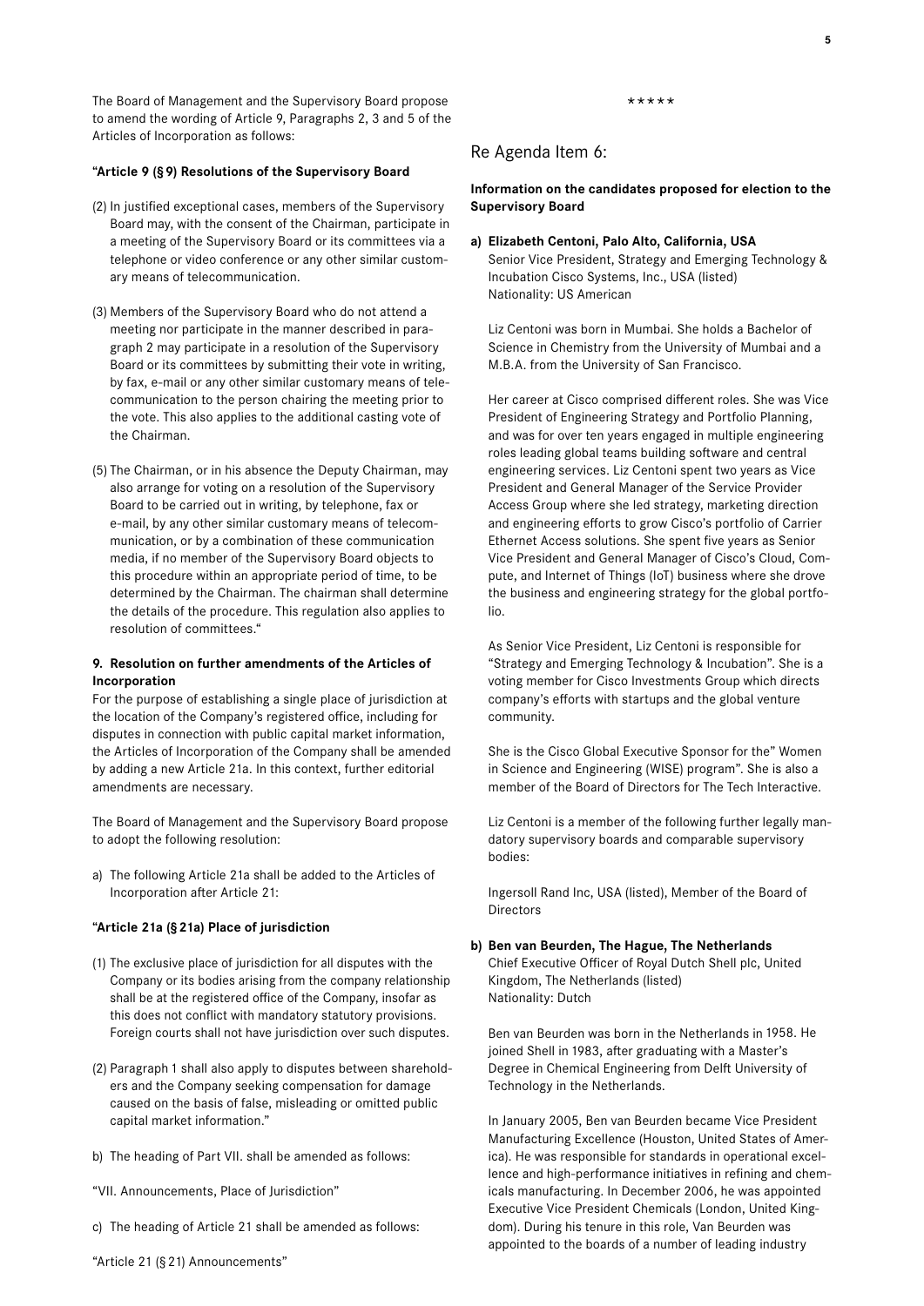The Board of Management and the Supervisory Board propose to amend the wording of Article 9, Paragraphs 2, 3 and 5 of the Articles of Incorporation as follows:

**"Article 9 (§ 9) Resolutions of the Supervisory Board**

(2) In justified exceptional cases, members of the Supervisory Board may, with the consent of the Chairman, participate in a meeting of the Supervisory Board or its committees via a telephone or video conference or any other similar customary means of telecommunication.

(3) Members of the Supervisory Board who do not attend a meeting nor participate in the manner described in paragraph 2 may participate in a resolution of the Supervisory Board or its committees by submitting their vote in writing, by fax, e-mail or any other similar customary means of telecommunication to the person chairing the meeting prior to the vote. This also applies to the additional casting vote of the Chairman.

(5) The Chairman, or in his absence the Deputy Chairman, may also arrange for voting on a resolution of the Supervisory Board to be carried out in writing, by telephone, fax or e-mail, by any other similar customary means of telecommunication, or by a combination of these communication media, if no member of the Supervisory Board objects to this procedure within an appropriate period of time, to be determined by the Chairman. The chairman shall determine the details of the procedure. This regulation also applies to resolution of committees."

**9. Resolution on further amendments of the Articles of Incorporation**

For the purpose of establishing a single place of jurisdiction at the location of the Company's registered office, including for disputes in connection with public capital market information, the Articles of Incorporation of the Company shall be amended by adding a new Article 21a. In this context, further editorial amendments are necessary.

The Board of Management and the Supervisory Board propose to adopt the following resolution:

a) The following Article 21a shall be added to the Articles of Incorporation after Article 21:

**"Article 21a (§ 21a) Place of jurisdiction**

(1) The exclusive place of jurisdiction for all disputes with the Company or its bodies arising from the company relationship shall be at the registered office of the Company, insofar as this does not conflict with mandatory statutory provisions. Foreign courts shall not have jurisdiction over such disputes.

(2) Paragraph 1 shall also apply to disputes between shareholders and the Company seeking compensation for damage caused on the basis of false, misleading or omitted public capital market information."

b) The heading of Part VII. shall be amended as follows:

"VII. Announcements, Place of Jurisdiction"

c) The heading of Article 21 shall be amended as follows:

"Article 21 (§ 21) Announcements"

\*\*\*\*\*

## Re Agenda Item 6:

**Information on the candidates proposed for election to the Supervisory Board**

**a) Elizabeth Centoni, Palo Alto, California, USA**
Senior Vice President, Strategy and Emerging Technology & Incubation Cisco Systems, Inc., USA (listed)
Nationality: US American

Liz Centoni was born in Mumbai. She holds a Bachelor of Science in Chemistry from the University of Mumbai and a M.B.A. from the University of San Francisco.

Her career at Cisco comprised different roles. She was Vice President of Engineering Strategy and Portfolio Planning, and was for over ten years engaged in multiple engineering roles leading global teams building software and central engineering services. Liz Centoni spent two years as Vice President and General Manager of the Service Provider Access Group where she led strategy, marketing direction and engineering efforts to grow Cisco's portfolio of Carrier Ethernet Access solutions. She spent five years as Senior Vice President and General Manager of Cisco's Cloud, Compute, and Internet of Things (IoT) business where she drove the business and engineering strategy for the global portfolio.

As Senior Vice President, Liz Centoni is responsible for "Strategy and Emerging Technology & Incubation". She is a voting member for Cisco Investments Group which directs company's efforts with startups and the global venture community.

She is the Cisco Global Executive Sponsor for the" Women in Science and Engineering (WISE) program". She is also a member of the Board of Directors for The Tech Interactive.

Liz Centoni is a member of the following further legally mandatory supervisory boards and comparable supervisory bodies:

Ingersoll Rand Inc, USA (listed), Member of the Board of Directors

**b) Ben van Beurden, The Hague, The Netherlands**
Chief Executive Officer of Royal Dutch Shell plc, United Kingdom, The Netherlands (listed)
Nationality: Dutch

Ben van Beurden was born in the Netherlands in 1958. He joined Shell in 1983, after graduating with a Master's Degree in Chemical Engineering from Delft University of Technology in the Netherlands.

In January 2005, Ben van Beurden became Vice President Manufacturing Excellence (Houston, United States of America). He was responsible for standards in operational excellence and high-performance initiatives in refining and chemicals manufacturing. In December 2006, he was appointed Executive Vice President Chemicals (London, United Kingdom). During his tenure in this role, Van Beurden was appointed to the boards of a number of leading industry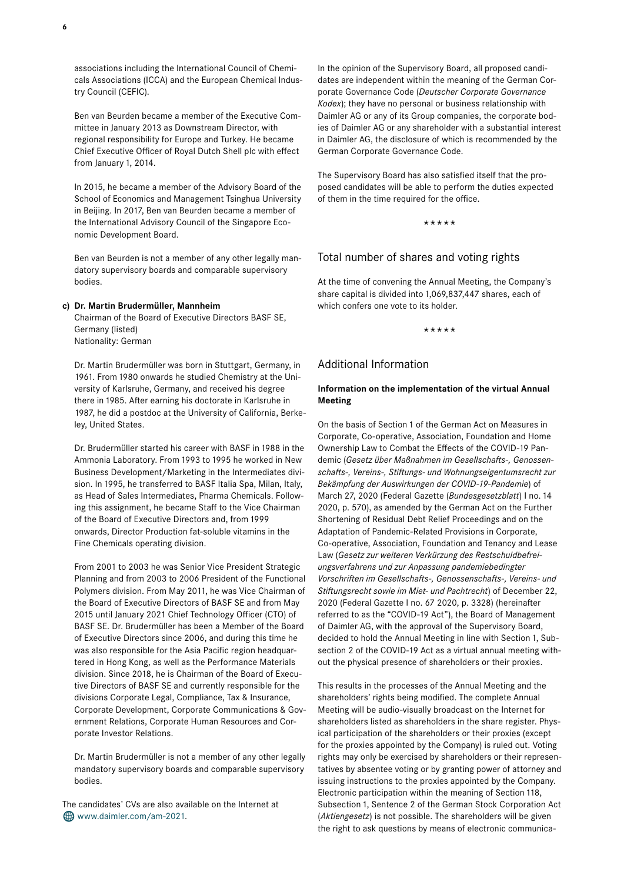associations including the International Council of Chemicals Associations (ICCA) and the European Chemical Industry Council (CEFIC).

Ben van Beurden became a member of the Executive Committee in January 2013 as Downstream Director, with regional responsibility for Europe and Turkey. He became Chief Executive Officer of Royal Dutch Shell plc with effect from January 1, 2014.

In 2015, he became a member of the Advisory Board of the School of Economics and Management Tsinghua University in Beijing. In 2017, Ben van Beurden became a member of the International Advisory Council of the Singapore Economic Development Board.

Ben van Beurden is not a member of any other legally mandatory supervisory boards and comparable supervisory bodies.

**c) Dr. Martin Brudermüller, Mannheim**
Chairman of the Board of Executive Directors BASF SE, Germany (listed)
Nationality: German

Dr. Martin Brudermüller was born in Stuttgart, Germany, in 1961. From 1980 onwards he studied Chemistry at the University of Karlsruhe, Germany, and received his degree there in 1985. After earning his doctorate in Karlsruhe in 1987, he did a postdoc at the University of California, Berkeley, United States.

Dr. Brudermüller started his career with BASF in 1988 in the Ammonia Laboratory. From 1993 to 1995 he worked in New Business Development/Marketing in the Intermediates division. In 1995, he transferred to BASF Italia Spa, Milan, Italy, as Head of Sales Intermediates, Pharma Chemicals. Following this assignment, he became Staff to the Vice Chairman of the Board of Executive Directors and, from 1999 onwards, Director Production fat-soluble vitamins in the Fine Chemicals operating division.

From 2001 to 2003 he was Senior Vice President Strategic Planning and from 2003 to 2006 President of the Functional Polymers division. From May 2011, he was Vice Chairman of the Board of Executive Directors of BASF SE and from May 2015 until January 2021 Chief Technology Officer (CTO) of BASF SE. Dr. Brudermüller has been a Member of the Board of Executive Directors since 2006, and during this time he was also responsible for the Asia Pacific region headquartered in Hong Kong, as well as the Performance Materials division. Since 2018, he is Chairman of the Board of Executive Directors of BASF SE and currently responsible for the divisions Corporate Legal, Compliance, Tax & Insurance, Corporate Development, Corporate Communications & Government Relations, Corporate Human Resources and Corporate Investor Relations.

Dr. Martin Brudermüller is not a member of any other legally mandatory supervisory boards and comparable supervisory bodies.

The candidates' CVs are also available on the Internet at www.daimler.com/am-2021.

In the opinion of the Supervisory Board, all proposed candidates are independent within the meaning of the German Corporate Governance Code (*Deutscher Corporate Governance Kodex*); they have no personal or business relationship with Daimler AG or any of its Group companies, the corporate bodies of Daimler AG or any shareholder with a substantial interest in Daimler AG, the disclosure of which is recommended by the German Corporate Governance Code.

The Supervisory Board has also satisfied itself that the proposed candidates will be able to perform the duties expected of them in the time required for the office.

\*\*\*\*\*

## Total number of shares and voting rights

At the time of convening the Annual Meeting, the Company's share capital is divided into 1,069,837,447 shares, each of which confers one vote to its holder.

\*\*\*\*\*

## Additional Information

### Information on the implementation of the virtual Annual Meeting

On the basis of Section 1 of the German Act on Measures in Corporate, Co-operative, Association, Foundation and Home Ownership Law to Combat the Effects of the COVID-19 Pandemic (*Gesetz über Maßnahmen im Gesellschafts-, Genossenschafts-, Vereins-, Stiftungs- und Wohnungseigentumsrecht zur Bekämpfung der Auswirkungen der COVID-19-Pandemie*) of March 27, 2020 (Federal Gazette (*Bundesgesetzblatt*) I no. 14 2020, p. 570), as amended by the German Act on the Further Shortening of Residual Debt Relief Proceedings and on the Adaptation of Pandemic-Related Provisions in Corporate, Co-operative, Association, Foundation and Tenancy and Lease Law (*Gesetz zur weiteren Verkürzung des Restschuldbefreiungsverfahrens und zur Anpassung pandemiebedingter Vorschriften im Gesellschafts-, Genossenschafts-, Vereins- und Stiftungsrecht sowie im Miet- und Pachtrecht*) of December 22, 2020 (Federal Gazette I no. 67 2020, p. 3328) (hereinafter referred to as the "COVID-19 Act"), the Board of Management of Daimler AG, with the approval of the Supervisory Board, decided to hold the Annual Meeting in line with Section 1, Subsection 2 of the COVID-19 Act as a virtual annual meeting without the physical presence of shareholders or their proxies.

This results in the processes of the Annual Meeting and the shareholders' rights being modified. The complete Annual Meeting will be audio-visually broadcast on the Internet for shareholders listed as shareholders in the share register. Physical participation of the shareholders or their proxies (except for the proxies appointed by the Company) is ruled out. Voting rights may only be exercised by shareholders or their representatives by absentee voting or by granting power of attorney and issuing instructions to the proxies appointed by the Company. Electronic participation within the meaning of Section 118, Subsection 1, Sentence 2 of the German Stock Corporation Act (*Aktiengesetz*) is not possible. The shareholders will be given the right to ask questions by means of electronic communica-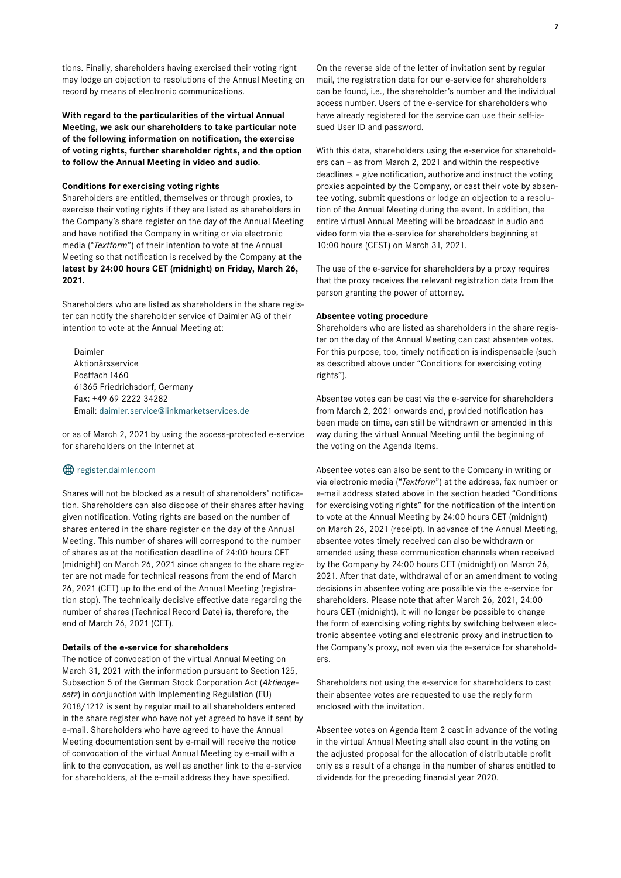tions. Finally, shareholders having exercised their voting right may lodge an objection to resolutions of the Annual Meeting on record by means of electronic communications.

**With regard to the particularities of the virtual Annual Meeting, we ask our shareholders to take particular note of the following information on notification, the exercise of voting rights, further shareholder rights, and the option to follow the Annual Meeting in video and audio.**

#### Conditions for exercising voting rights

Shareholders are entitled, themselves or through proxies, to exercise their voting rights if they are listed as shareholders in the Company's share register on the day of the Annual Meeting and have notified the Company in writing or via electronic media ("*Textform*") of their intention to vote at the Annual Meeting so that notification is received by the Company **at the latest by 24:00 hours CET (midnight) on Friday, March 26, 2021.**

Shareholders who are listed as shareholders in the share register can notify the shareholder service of Daimler AG of their intention to vote at the Annual Meeting at:

Daimler
Aktionärsservice
Postfach 1460
61365 Friedrichsdorf, Germany
Fax: +49 69 2222 34282
Email: daimler.service@linkmarketservices.de

or as of March 2, 2021 by using the access-protected e-service for shareholders on the Internet at

register.daimler.com

Shares will not be blocked as a result of shareholders' notification. Shareholders can also dispose of their shares after having given notification. Voting rights are based on the number of shares entered in the share register on the day of the Annual Meeting. This number of shares will correspond to the number of shares as at the notification deadline of 24:00 hours CET (midnight) on March 26, 2021 since changes to the share register are not made for technical reasons from the end of March 26, 2021 (CET) up to the end of the Annual Meeting (registration stop). The technically decisive effective date regarding the number of shares (Technical Record Date) is, therefore, the end of March 26, 2021 (CET).

#### Details of the e-service for shareholders

The notice of convocation of the virtual Annual Meeting on March 31, 2021 with the information pursuant to Section 125, Subsection 5 of the German Stock Corporation Act (*Aktiengesetz*) in conjunction with Implementing Regulation (EU) 2018/1212 is sent by regular mail to all shareholders entered in the share register who have not yet agreed to have it sent by e-mail. Shareholders who have agreed to have the Annual Meeting documentation sent by e-mail will receive the notice of convocation of the virtual Annual Meeting by e-mail with a link to the convocation, as well as another link to the e-service for shareholders, at the e-mail address they have specified.

On the reverse side of the letter of invitation sent by regular mail, the registration data for our e-service for shareholders can be found, i.e., the shareholder's number and the individual access number. Users of the e-service for shareholders who have already registered for the service can use their self-issued User ID and password.

With this data, shareholders using the e-service for shareholders can – as from March 2, 2021 and within the respective deadlines – give notification, authorize and instruct the voting proxies appointed by the Company, or cast their vote by absentee voting, submit questions or lodge an objection to a resolution of the Annual Meeting during the event. In addition, the entire virtual Annual Meeting will be broadcast in audio and video form via the e-service for shareholders beginning at 10:00 hours (CEST) on March 31, 2021.

The use of the e-service for shareholders by a proxy requires that the proxy receives the relevant registration data from the person granting the power of attorney.

#### Absentee voting procedure

Shareholders who are listed as shareholders in the share register on the day of the Annual Meeting can cast absentee votes. For this purpose, too, timely notification is indispensable (such as described above under "Conditions for exercising voting rights").

Absentee votes can be cast via the e-service for shareholders from March 2, 2021 onwards and, provided notification has been made on time, can still be withdrawn or amended in this way during the virtual Annual Meeting until the beginning of the voting on the Agenda Items.

Absentee votes can also be sent to the Company in writing or via electronic media ("*Textform*") at the address, fax number or e-mail address stated above in the section headed "Conditions for exercising voting rights" for the notification of the intention to vote at the Annual Meeting by 24:00 hours CET (midnight) on March 26, 2021 (receipt). In advance of the Annual Meeting, absentee votes timely received can also be withdrawn or amended using these communication channels when received by the Company by 24:00 hours CET (midnight) on March 26, 2021. After that date, withdrawal of or an amendment to voting decisions in absentee voting are possible via the e-service for shareholders. Please note that after March 26, 2021, 24:00 hours CET (midnight), it will no longer be possible to change the form of exercising voting rights by switching between electronic absentee voting and electronic proxy and instruction to the Company's proxy, not even via the e-service for shareholders.

Shareholders not using the e-service for shareholders to cast their absentee votes are requested to use the reply form enclosed with the invitation.

Absentee votes on Agenda Item 2 cast in advance of the voting in the virtual Annual Meeting shall also count in the voting on the adjusted proposal for the allocation of distributable profit only as a result of a change in the number of shares entitled to dividends for the preceding financial year 2020.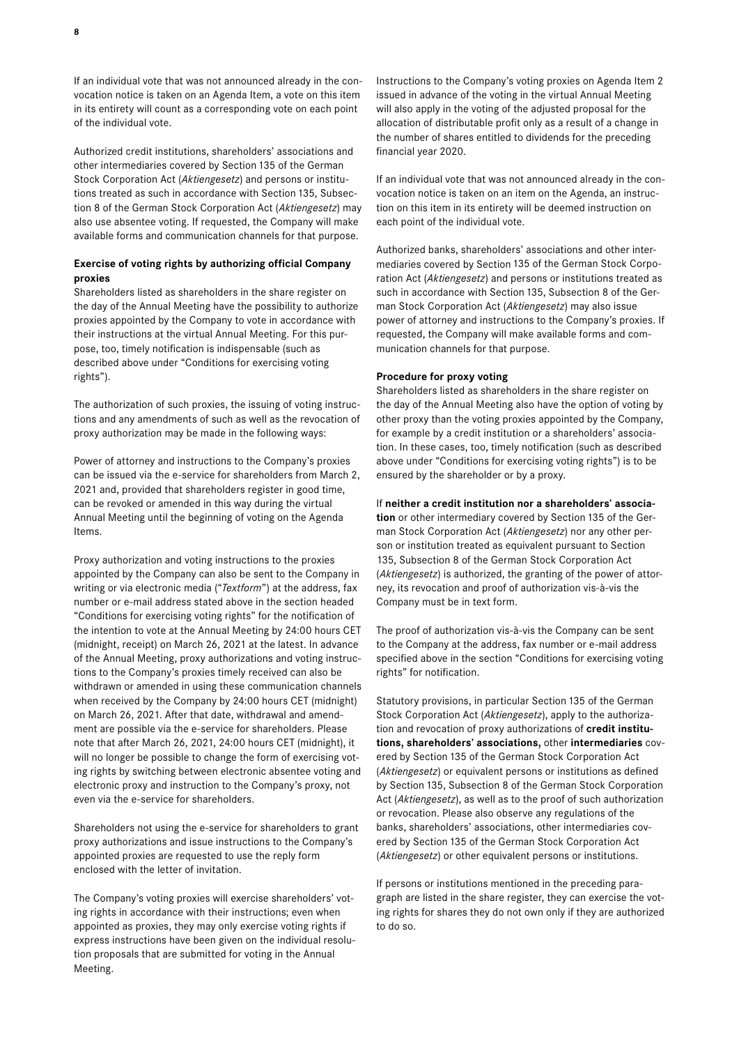If an individual vote that was not announced already in the convocation notice is taken on an Agenda Item, a vote on this item in its entirety will count as a corresponding vote on each point of the individual vote.

Authorized credit institutions, shareholders' associations and other intermediaries covered by Section 135 of the German Stock Corporation Act (*Aktiengesetz*) and persons or institutions treated as such in accordance with Section 135, Subsection 8 of the German Stock Corporation Act (*Aktiengesetz*) may also use absentee voting. If requested, the Company will make available forms and communication channels for that purpose.

**Exercise of voting rights by authorizing official Company proxies**
Shareholders listed as shareholders in the share register on the day of the Annual Meeting have the possibility to authorize proxies appointed by the Company to vote in accordance with their instructions at the virtual Annual Meeting. For this purpose, too, timely notification is indispensable (such as described above under "Conditions for exercising voting rights").

The authorization of such proxies, the issuing of voting instructions and any amendments of such as well as the revocation of proxy authorization may be made in the following ways:

Power of attorney and instructions to the Company's proxies can be issued via the e-service for shareholders from March 2, 2021 and, provided that shareholders register in good time, can be revoked or amended in this way during the virtual Annual Meeting until the beginning of voting on the Agenda Items.

Proxy authorization and voting instructions to the proxies appointed by the Company can also be sent to the Company in writing or via electronic media ("*Textform*") at the address, fax number or e-mail address stated above in the section headed "Conditions for exercising voting rights" for the notification of the intention to vote at the Annual Meeting by 24:00 hours CET (midnight, receipt) on March 26, 2021 at the latest. In advance of the Annual Meeting, proxy authorizations and voting instructions to the Company's proxies timely received can also be withdrawn or amended in using these communication channels when received by the Company by 24:00 hours CET (midnight) on March 26, 2021. After that date, withdrawal and amendment are possible via the e-service for shareholders. Please note that after March 26, 2021, 24:00 hours CET (midnight), it will no longer be possible to change the form of exercising voting rights by switching between electronic absentee voting and electronic proxy and instruction to the Company's proxy, not even via the e-service for shareholders.

Shareholders not using the e-service for shareholders to grant proxy authorizations and issue instructions to the Company's appointed proxies are requested to use the reply form enclosed with the letter of invitation.

The Company's voting proxies will exercise shareholders' voting rights in accordance with their instructions; even when appointed as proxies, they may only exercise voting rights if express instructions have been given on the individual resolution proposals that are submitted for voting in the Annual Meeting.

Instructions to the Company's voting proxies on Agenda Item 2 issued in advance of the voting in the virtual Annual Meeting will also apply in the voting of the adjusted proposal for the allocation of distributable profit only as a result of a change in the number of shares entitled to dividends for the preceding financial year 2020.

If an individual vote that was not announced already in the convocation notice is taken on an item on the Agenda, an instruction on this item in its entirety will be deemed instruction on each point of the individual vote.

Authorized banks, shareholders' associations and other intermediaries covered by Section 135 of the German Stock Corporation Act (*Aktiengesetz*) and persons or institutions treated as such in accordance with Section 135, Subsection 8 of the German Stock Corporation Act (*Aktiengesetz*) may also issue power of attorney and instructions to the Company's proxies. If requested, the Company will make available forms and communication channels for that purpose.

**Procedure for proxy voting**
Shareholders listed as shareholders in the share register on the day of the Annual Meeting also have the option of voting by other proxy than the voting proxies appointed by the Company, for example by a credit institution or a shareholders' association. In these cases, too, timely notification (such as described above under "Conditions for exercising voting rights") is to be ensured by the shareholder or by a proxy.

If **neither a credit institution nor a shareholders' association** or other intermediary covered by Section 135 of the German Stock Corporation Act (*Aktiengesetz*) nor any other person or institution treated as equivalent pursuant to Section 135, Subsection 8 of the German Stock Corporation Act (*Aktiengesetz*) is authorized, the granting of the power of attorney, its revocation and proof of authorization vis-à-vis the Company must be in text form.

The proof of authorization vis-à-vis the Company can be sent to the Company at the address, fax number or e-mail address specified above in the section "Conditions for exercising voting rights" for notification.

Statutory provisions, in particular Section 135 of the German Stock Corporation Act (*Aktiengesetz*), apply to the authorization and revocation of proxy authorizations of **credit institutions, shareholders' associations,** other **intermediaries** covered by Section 135 of the German Stock Corporation Act (*Aktiengesetz*) or equivalent persons or institutions as defined by Section 135, Subsection 8 of the German Stock Corporation Act (*Aktiengesetz*), as well as to the proof of such authorization or revocation. Please also observe any regulations of the banks, shareholders' associations, other intermediaries covered by Section 135 of the German Stock Corporation Act (*Aktiengesetz*) or other equivalent persons or institutions.

If persons or institutions mentioned in the preceding paragraph are listed in the share register, they can exercise the voting rights for shares they do not own only if they are authorized to do so.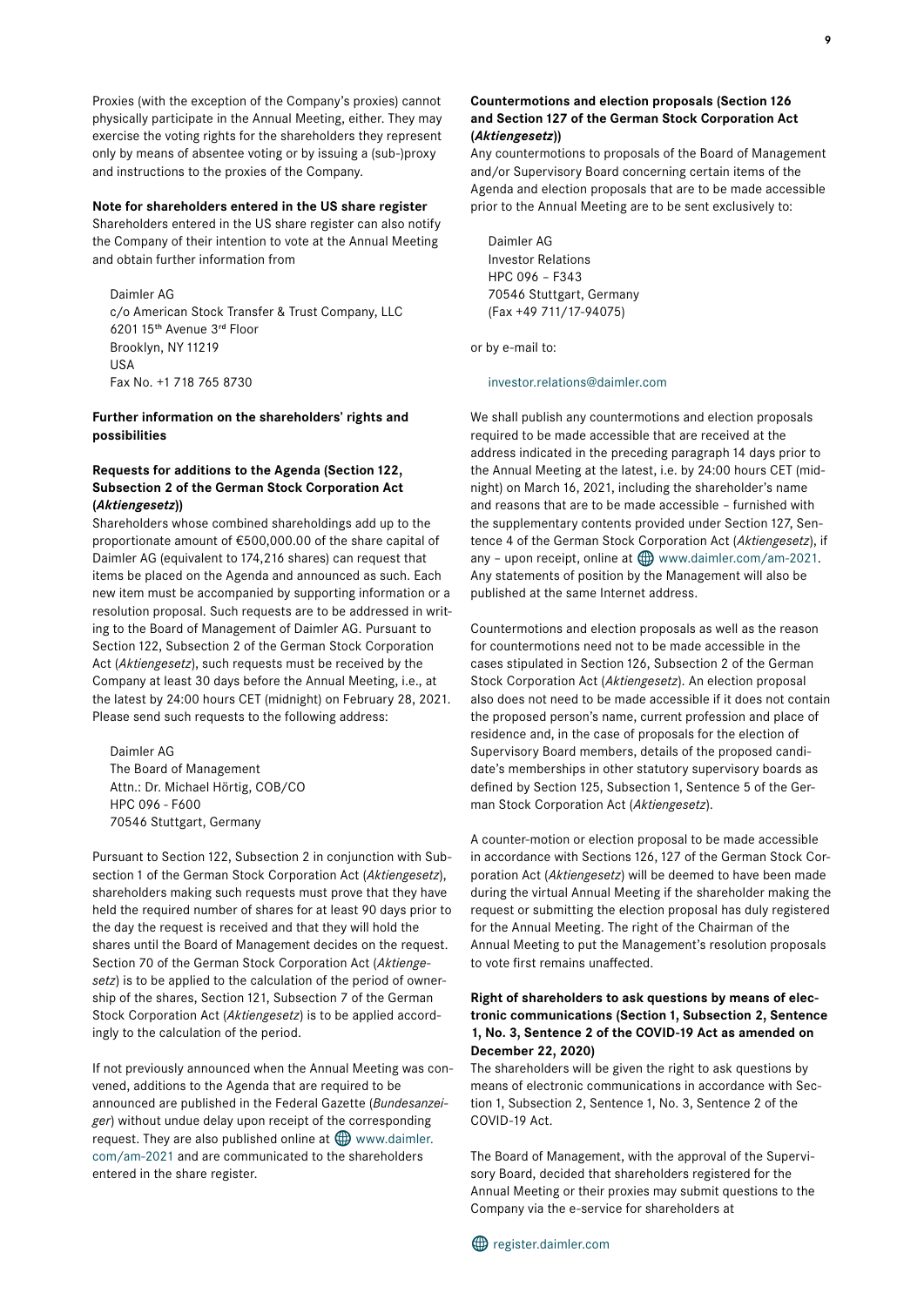Proxies (with the exception of the Company's proxies) cannot physically participate in the Annual Meeting, either. They may exercise the voting rights for the shareholders they represent only by means of absentee voting or by issuing a (sub-)proxy and instructions to the proxies of the Company.

**Note for shareholders entered in the US share register**

Shareholders entered in the US share register can also notify the Company of their intention to vote at the Annual Meeting and obtain further information from

Daimler AG
c/o American Stock Transfer & Trust Company, LLC
6201 15th Avenue 3rd Floor
Brooklyn, NY 11219
USA
Fax No. +1 718 765 8730

**Further information on the shareholders' rights and possibilities**

**Requests for additions to the Agenda (Section 122, Subsection 2 of the German Stock Corporation Act (*Aktiengesetz*))**

Shareholders whose combined shareholdings add up to the proportionate amount of €500,000.00 of the share capital of Daimler AG (equivalent to 174,216 shares) can request that items be placed on the Agenda and announced as such. Each new item must be accompanied by supporting information or a resolution proposal. Such requests are to be addressed in writing to the Board of Management of Daimler AG. Pursuant to Section 122, Subsection 2 of the German Stock Corporation Act (*Aktiengesetz*), such requests must be received by the Company at least 30 days before the Annual Meeting, i.e., at the latest by 24:00 hours CET (midnight) on February 28, 2021. Please send such requests to the following address:

Daimler AG
The Board of Management
Attn.: Dr. Michael Hörtig, COB/CO
HPC 096 - F600
70546 Stuttgart, Germany

Pursuant to Section 122, Subsection 2 in conjunction with Subsection 1 of the German Stock Corporation Act (*Aktiengesetz*), shareholders making such requests must prove that they have held the required number of shares for at least 90 days prior to the day the request is received and that they will hold the shares until the Board of Management decides on the request. Section 70 of the German Stock Corporation Act (*Aktiengesetz*) is to be applied to the calculation of the period of ownership of the shares, Section 121, Subsection 7 of the German Stock Corporation Act (*Aktiengesetz*) is to be applied accordingly to the calculation of the period.

If not previously announced when the Annual Meeting was convened, additions to the Agenda that are required to be announced are published in the Federal Gazette (*Bundesanzeiger*) without undue delay upon receipt of the corresponding request. They are also published online at www.daimler.com/am-2021 and are communicated to the shareholders entered in the share register.

**Countermotions and election proposals (Section 126 and Section 127 of the German Stock Corporation Act (*Aktiengesetz*))**

Any countermotions to proposals of the Board of Management and/or Supervisory Board concerning certain items of the Agenda and election proposals that are to be made accessible prior to the Annual Meeting are to be sent exclusively to:

Daimler AG
Investor Relations
HPC 096 – F343
70546 Stuttgart, Germany
(Fax +49 711/17-94075)

or by e-mail to:

investor.relations@daimler.com

We shall publish any countermotions and election proposals required to be made accessible that are received at the address indicated in the preceding paragraph 14 days prior to the Annual Meeting at the latest, i.e. by 24:00 hours CET (midnight) on March 16, 2021, including the shareholder's name and reasons that are to be made accessible – furnished with the supplementary contents provided under Section 127, Sentence 4 of the German Stock Corporation Act (*Aktiengesetz*), if any – upon receipt, online at www.daimler.com/am-2021. Any statements of position by the Management will also be published at the same Internet address.

Countermotions and election proposals as well as the reason for countermotions need not to be made accessible in the cases stipulated in Section 126, Subsection 2 of the German Stock Corporation Act (*Aktiengesetz*). An election proposal also does not need to be made accessible if it does not contain the proposed person's name, current profession and place of residence and, in the case of proposals for the election of Supervisory Board members, details of the proposed candidate's memberships in other statutory supervisory boards as defined by Section 125, Subsection 1, Sentence 5 of the German Stock Corporation Act (*Aktiengesetz*).

A counter-motion or election proposal to be made accessible in accordance with Sections 126, 127 of the German Stock Corporation Act (*Aktiengesetz*) will be deemed to have been made during the virtual Annual Meeting if the shareholder making the request or submitting the election proposal has duly registered for the Annual Meeting. The right of the Chairman of the Annual Meeting to put the Management's resolution proposals to vote first remains unaffected.

**Right of shareholders to ask questions by means of electronic communications (Section 1, Subsection 2, Sentence 1, No. 3, Sentence 2 of the COVID-19 Act as amended on December 22, 2020)**

The shareholders will be given the right to ask questions by means of electronic communications in accordance with Section 1, Subsection 2, Sentence 1, No. 3, Sentence 2 of the COVID-19 Act.

The Board of Management, with the approval of the Supervisory Board, decided that shareholders registered for the Annual Meeting or their proxies may submit questions to the Company via the e-service for shareholders at

register.daimler.com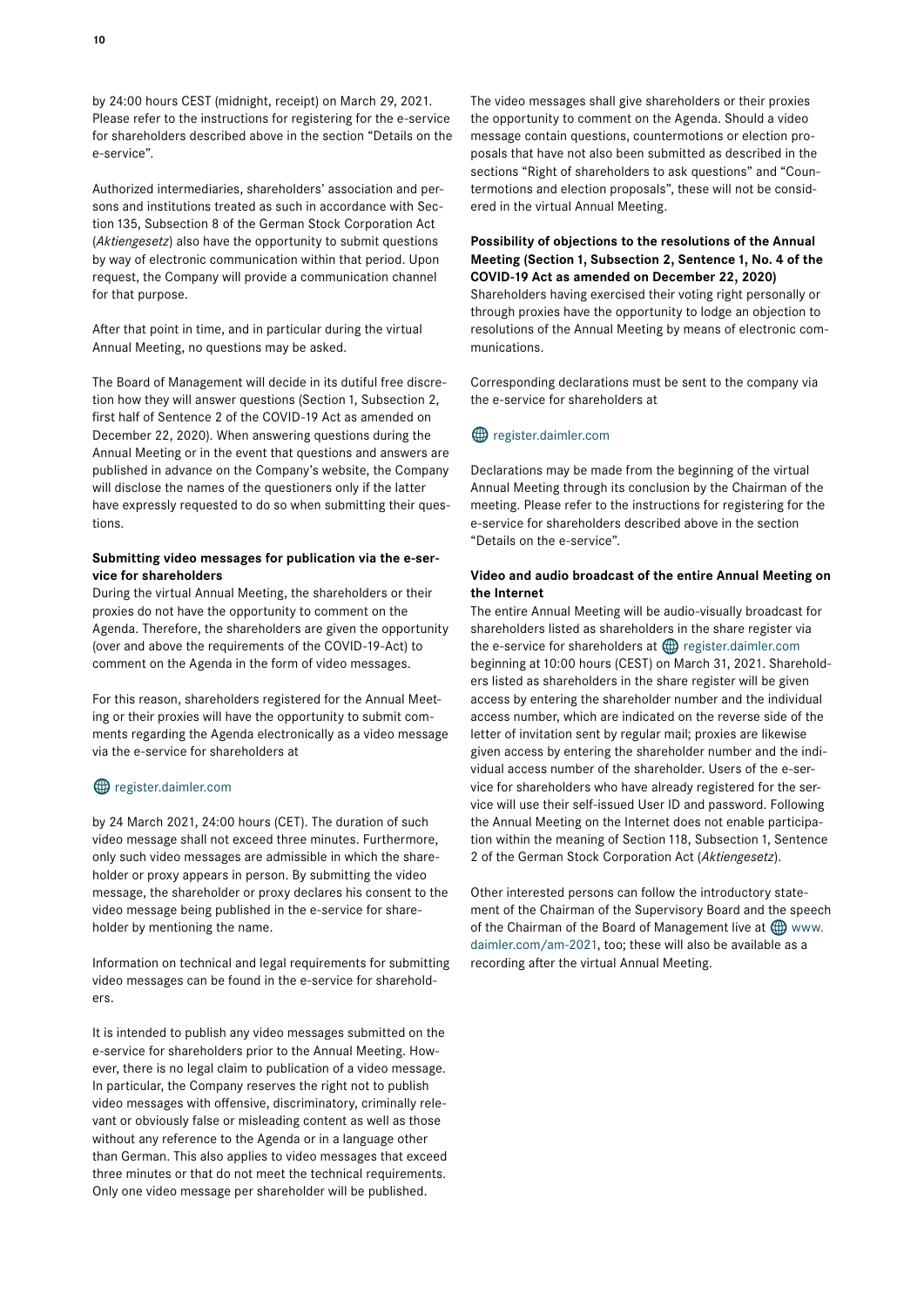by 24:00 hours CEST (midnight, receipt) on March 29, 2021. Please refer to the instructions for registering for the e-service for shareholders described above in the section "Details on the e-service".

Authorized intermediaries, shareholders' association and persons and institutions treated as such in accordance with Section 135, Subsection 8 of the German Stock Corporation Act (*Aktiengesetz*) also have the opportunity to submit questions by way of electronic communication within that period. Upon request, the Company will provide a communication channel for that purpose.

After that point in time, and in particular during the virtual Annual Meeting, no questions may be asked.

The Board of Management will decide in its dutiful free discretion how they will answer questions (Section 1, Subsection 2, first half of Sentence 2 of the COVID-19 Act as amended on December 22, 2020). When answering questions during the Annual Meeting or in the event that questions and answers are published in advance on the Company's website, the Company will disclose the names of the questioners only if the latter have expressly requested to do so when submitting their questions.

**Submitting video messages for publication via the e-service for shareholders**

During the virtual Annual Meeting, the shareholders or their proxies do not have the opportunity to comment on the Agenda. Therefore, the shareholders are given the opportunity (over and above the requirements of the COVID-19-Act) to comment on the Agenda in the form of video messages.

For this reason, shareholders registered for the Annual Meeting or their proxies will have the opportunity to submit comments regarding the Agenda electronically as a video message via the e-service for shareholders at

register.daimler.com

by 24 March 2021, 24:00 hours (CET). The duration of such video message shall not exceed three minutes. Furthermore, only such video messages are admissible in which the shareholder or proxy appears in person. By submitting the video message, the shareholder or proxy declares his consent to the video message being published in the e-service for shareholder by mentioning the name.

Information on technical and legal requirements for submitting video messages can be found in the e-service for shareholders.

It is intended to publish any video messages submitted on the e-service for shareholders prior to the Annual Meeting. However, there is no legal claim to publication of a video message. In particular, the Company reserves the right not to publish video messages with offensive, discriminatory, criminally relevant or obviously false or misleading content as well as those without any reference to the Agenda or in a language other than German. This also applies to video messages that exceed three minutes or that do not meet the technical requirements. Only one video message per shareholder will be published.

The video messages shall give shareholders or their proxies the opportunity to comment on the Agenda. Should a video message contain questions, countermotions or election proposals that have not also been submitted as described in the sections "Right of shareholders to ask questions" and "Countermotions and election proposals", these will not be considered in the virtual Annual Meeting.

**Possibility of objections to the resolutions of the Annual Meeting (Section 1, Subsection 2, Sentence 1, No. 4 of the COVID-19 Act as amended on December 22, 2020)**

Shareholders having exercised their voting right personally or through proxies have the opportunity to lodge an objection to resolutions of the Annual Meeting by means of electronic communications.

Corresponding declarations must be sent to the company via the e-service for shareholders at

register.daimler.com

Declarations may be made from the beginning of the virtual Annual Meeting through its conclusion by the Chairman of the meeting. Please refer to the instructions for registering for the e-service for shareholders described above in the section "Details on the e-service".

**Video and audio broadcast of the entire Annual Meeting on the Internet**

The entire Annual Meeting will be audio-visually broadcast for shareholders listed as shareholders in the share register via the e-service for shareholders at register.daimler.com beginning at 10:00 hours (CEST) on March 31, 2021. Shareholders listed as shareholders in the share register will be given access by entering the shareholder number and the individual access number, which are indicated on the reverse side of the letter of invitation sent by regular mail; proxies are likewise given access by entering the shareholder number and the individual access number of the shareholder. Users of the e-service for shareholders who have already registered for the service will use their self-issued User ID and password. Following the Annual Meeting on the Internet does not enable participation within the meaning of Section 118, Subsection 1, Sentence 2 of the German Stock Corporation Act (*Aktiengesetz*).

Other interested persons can follow the introductory statement of the Chairman of the Supervisory Board and the speech of the Chairman of the Board of Management live at www.daimler.com/am-2021, too; these will also be available as a recording after the virtual Annual Meeting.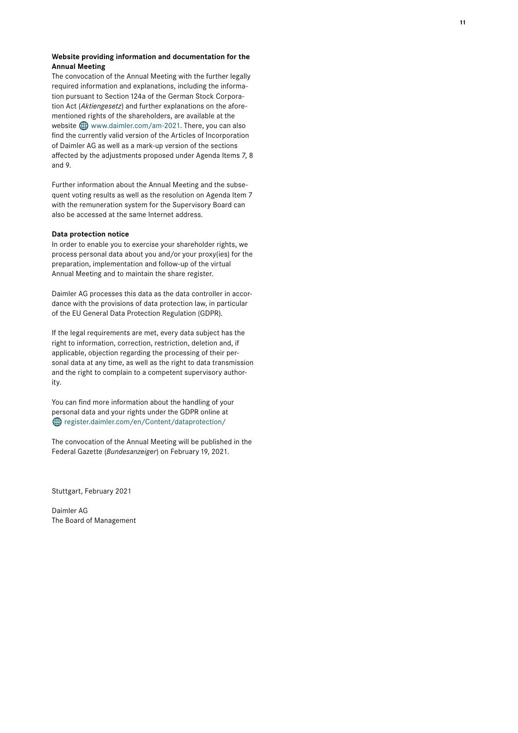**Website providing information and documentation for the Annual Meeting**

The convocation of the Annual Meeting with the further legally required information and explanations, including the information pursuant to Section 124a of the German Stock Corporation Act (*Aktiengesetz*) and further explanations on the aforementioned rights of the shareholders, are available at the website www.daimler.com/am-2021. There, you can also find the currently valid version of the Articles of Incorporation of Daimler AG as well as a mark-up version of the sections affected by the adjustments proposed under Agenda Items 7, 8 and 9.

Further information about the Annual Meeting and the subsequent voting results as well as the resolution on Agenda Item 7 with the remuneration system for the Supervisory Board can also be accessed at the same Internet address.

**Data protection notice**

In order to enable you to exercise your shareholder rights, we process personal data about you and/or your proxy(ies) for the preparation, implementation and follow-up of the virtual Annual Meeting and to maintain the share register.

Daimler AG processes this data as the data controller in accordance with the provisions of data protection law, in particular of the EU General Data Protection Regulation (GDPR).

If the legal requirements are met, every data subject has the right to information, correction, restriction, deletion and, if applicable, objection regarding the processing of their personal data at any time, as well as the right to data transmission and the right to complain to a competent supervisory authority.

You can find more information about the handling of your personal data and your rights under the GDPR online at register.daimler.com/en/Content/dataprotection/

The convocation of the Annual Meeting will be published in the Federal Gazette (*Bundesanzeiger*) on February 19, 2021.

Stuttgart, February 2021

Daimler AG
The Board of Management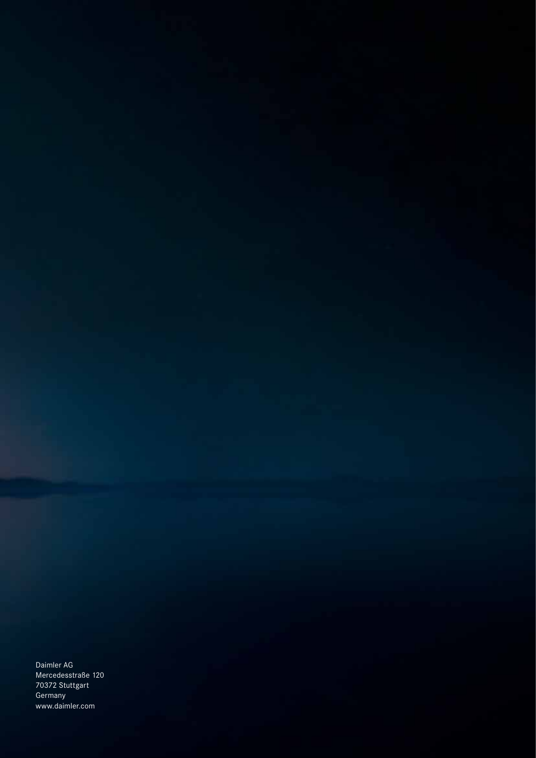Daimler AG
Mercedesstraße 120
70372 Stuttgart
Germany
www.daimler.com